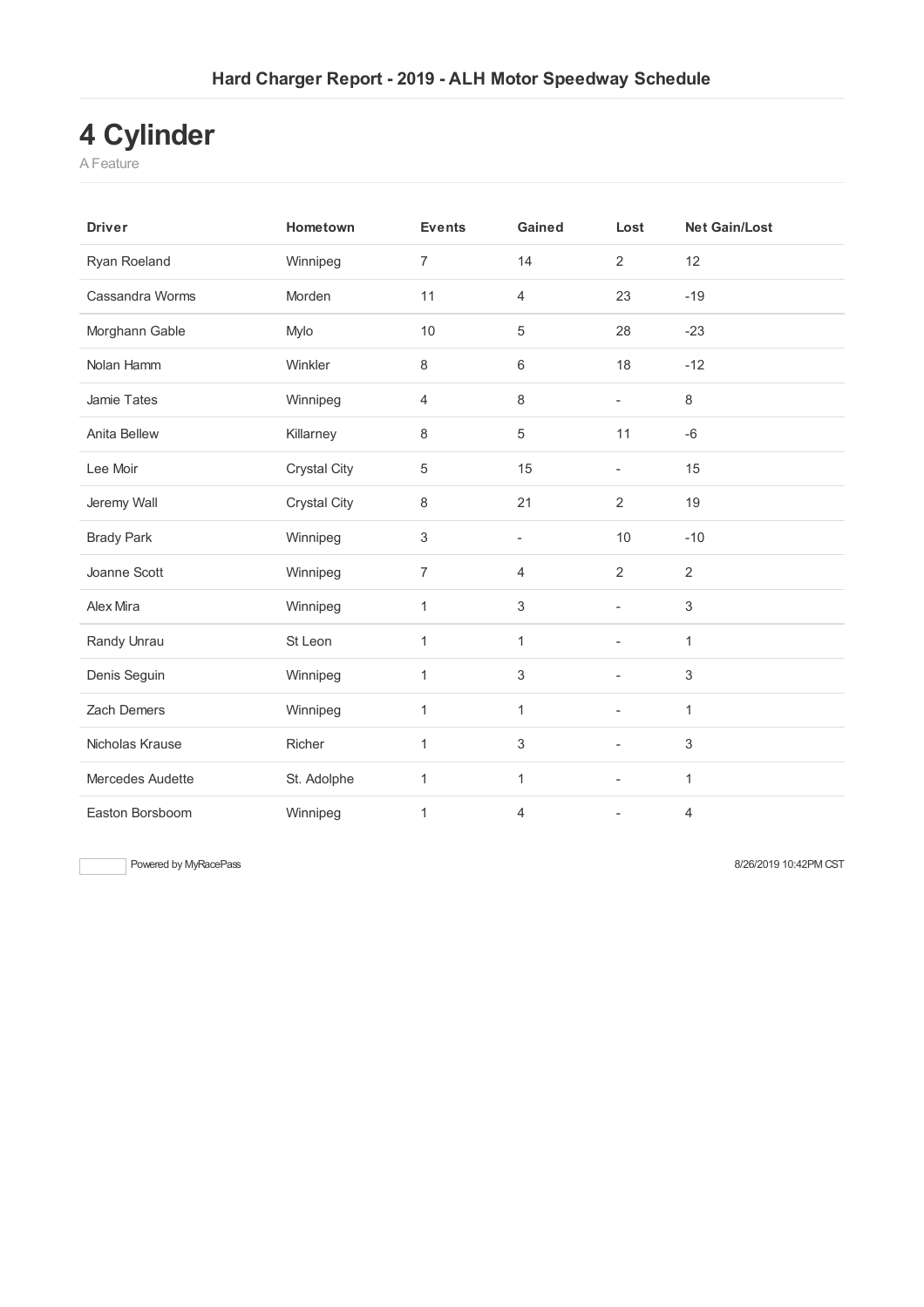# Hard Charger Report - 2019 - ALH Motor Speedway Schedule

## 4 Cylinder

A Feature

| Driver | Hometown | Events | Gained | Lost | Net Gain/Lost |
|---|---|---|---|---|---|
| Ryan Roeland | Winnipeg | 7 | 14 | 2 | 12 |
| Cassandra Worms | Morden | 11 | 4 | 23 | -19 |
| Morghann Gable | Mylo | 10 | 5 | 28 | -23 |
| Nolan Hamm | Winkler | 8 | 6 | 18 | -12 |
| Jamie Tates | Winnipeg | 4 | 8 | - | 8 |
| Anita Bellew | Killarney | 8 | 5 | 11 | -6 |
| Lee Moir | Crystal City | 5 | 15 | - | 15 |
| Jeremy Wall | Crystal City | 8 | 21 | 2 | 19 |
| Brady Park | Winnipeg | 3 | - | 10 | -10 |
| Joanne Scott | Winnipeg | 7 | 4 | 2 | 2 |
| Alex Mira | Winnipeg | 1 | 3 | - | 3 |
| Randy Unrau | St Leon | 1 | 1 | - | 1 |
| Denis Seguin | Winnipeg | 1 | 3 | - | 3 |
| Zach Demers | Winnipeg | 1 | 1 | - | 1 |
| Nicholas Krause | Richer | 1 | 3 | - | 3 |
| Mercedes Audette | St. Adolphe | 1 | 1 | - | 1 |
| Easton Borsboom | Winnipeg | 1 | 4 | - | 4 |

Powered by MyRacePass

8/26/2019 10:42PM CST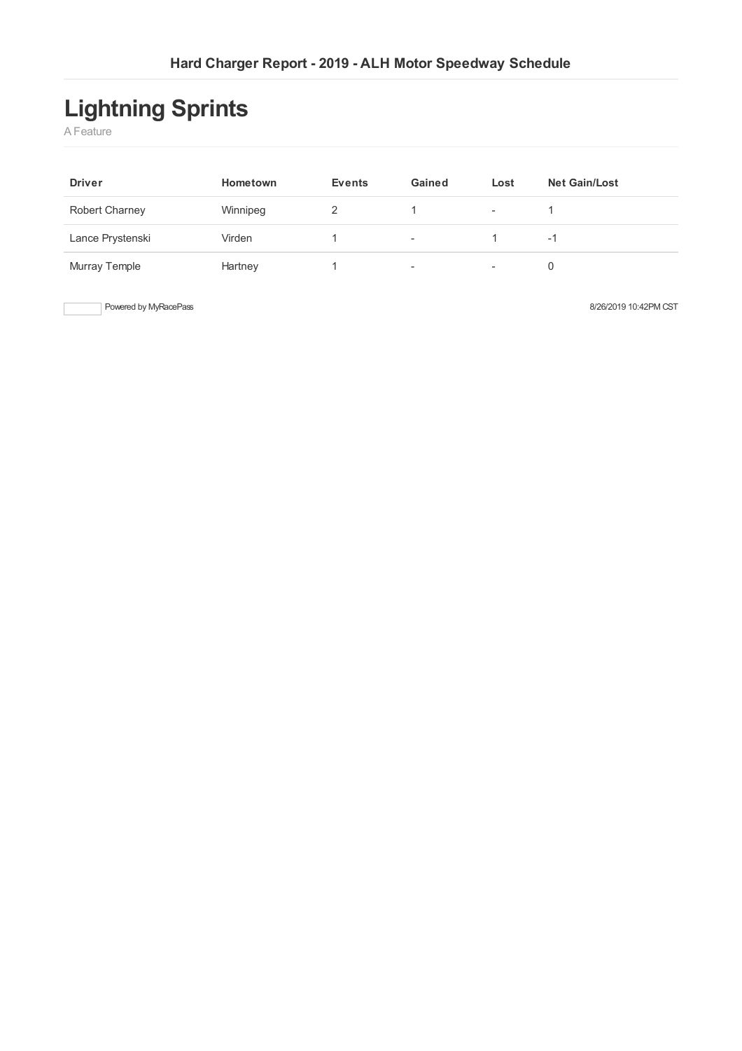# Lightning Sprints

A Feature

| Driver | Hometown | Events | Gained | Lost | Net Gain/Lost |
|---|---|---|---|---|---|
| Robert Charney | Winnipeg | 2 | 1 | - | 1 |
| Lance Prystenski | Virden | 1 | - | 1 | -1 |
| Murray Temple | Hartney | 1 | - | - | 0 |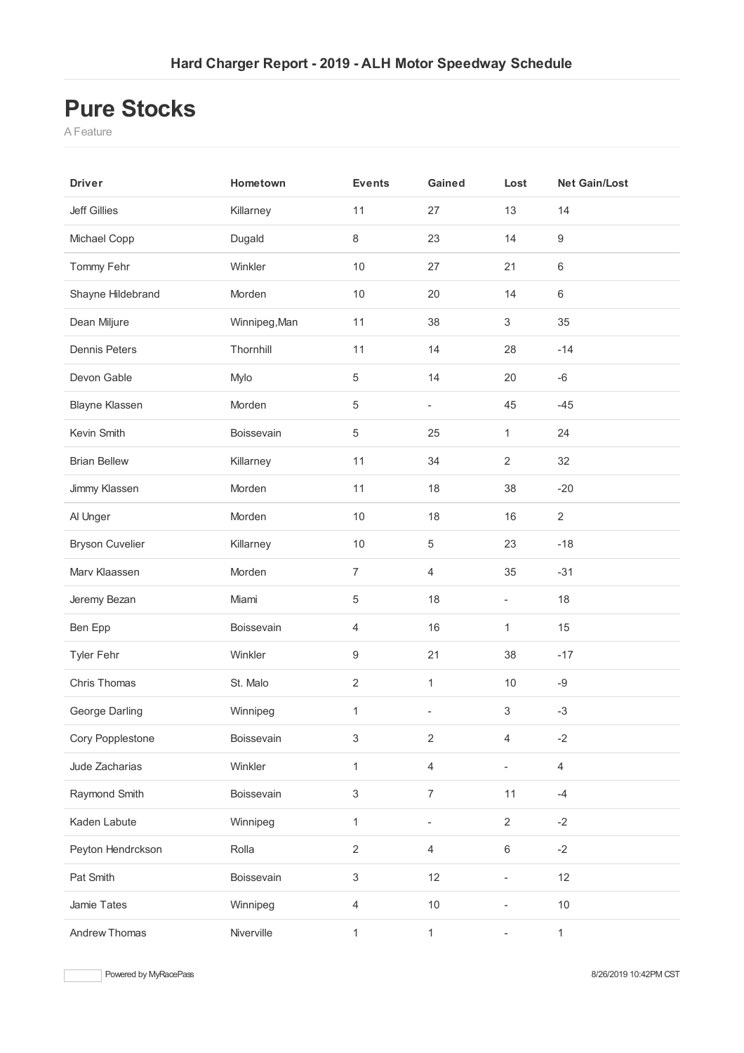# Pure Stocks

A Feature

| Driver | Hometown | Events | Gained | Lost | Net Gain/Lost |
|---|---|---|---|---|---|
| Jeff Gillies | Killarney | 11 | 27 | 13 | 14 |
| Michael Copp | Dugald | 8 | 23 | 14 | 9 |
| Tommy Fehr | Winkler | 10 | 27 | 21 | 6 |
| Shayne Hildebrand | Morden | 10 | 20 | 14 | 6 |
| Dean Miljure | Winnipeg,Man | 11 | 38 | 3 | 35 |
| Dennis Peters | Thornhill | 11 | 14 | 28 | -14 |
| Devon Gable | Mylo | 5 | 14 | 20 | -6 |
| Blayne Klassen | Morden | 5 | - | 45 | -45 |
| Kevin Smith | Boissevain | 5 | 25 | 1 | 24 |
| Brian Bellew | Killarney | 11 | 34 | 2 | 32 |
| Jimmy Klassen | Morden | 11 | 18 | 38 | -20 |
| Al Unger | Morden | 10 | 18 | 16 | 2 |
| Bryson Cuvelier | Killarney | 10 | 5 | 23 | -18 |
| Marv Klaassen | Morden | 7 | 4 | 35 | -31 |
| Jeremy Bezan | Miami | 5 | 18 | - | 18 |
| Ben Epp | Boissevain | 4 | 16 | 1 | 15 |
| Tyler Fehr | Winkler | 9 | 21 | 38 | -17 |
| Chris Thomas | St. Malo | 2 | 1 | 10 | -9 |
| George Darling | Winnipeg | 1 | - | 3 | -3 |
| Cory Popplestone | Boissevain | 3 | 2 | 4 | -2 |
| Jude Zacharias | Winkler | 1 | 4 | - | 4 |
| Raymond Smith | Boissevain | 3 | 7 | 11 | -4 |
| Kaden Labute | Winnipeg | 1 | - | 2 | -2 |
| Peyton Hendrckson | Rolla | 2 | 4 | 6 | -2 |
| Pat Smith | Boissevain | 3 | 12 | - | 12 |
| Jamie Tates | Winnipeg | 4 | 10 | - | 10 |
| Andrew Thomas | Niverville | 1 | 1 | - | 1 |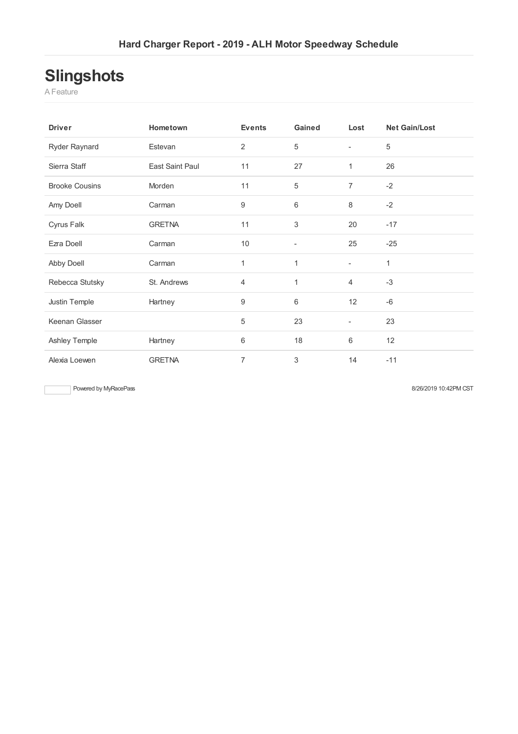## Hard Charger Report - 2019 - ALH Motor Speedway Schedule

# Slingshots

A Feature

| Driver | Hometown | Events | Gained | Lost | Net Gain/Lost |
|---|---|---|---|---|---|
| Ryder Raynard | Estevan | 2 | 5 | - | 5 |
| Sierra Staff | East Saint Paul | 11 | 27 | 1 | 26 |
| Brooke Cousins | Morden | 11 | 5 | 7 | -2 |
| Amy Doell | Carman | 9 | 6 | 8 | -2 |
| Cyrus Falk | GRETNA | 11 | 3 | 20 | -17 |
| Ezra Doell | Carman | 10 | - | 25 | -25 |
| Abby Doell | Carman | 1 | 1 | - | 1 |
| Rebecca Stutsky | St. Andrews | 4 | 1 | 4 | -3 |
| Justin Temple | Hartney | 9 | 6 | 12 | -6 |
| Keenan Glasser | | 5 | 23 | - | 23 |
| Ashley Temple | Hartney | 6 | 18 | 6 | 12 |
| Alexia Loewen | GRETNA | 7 | 3 | 14 | -11 |

Powered by MyRacePass

8/26/2019 10:42PM CST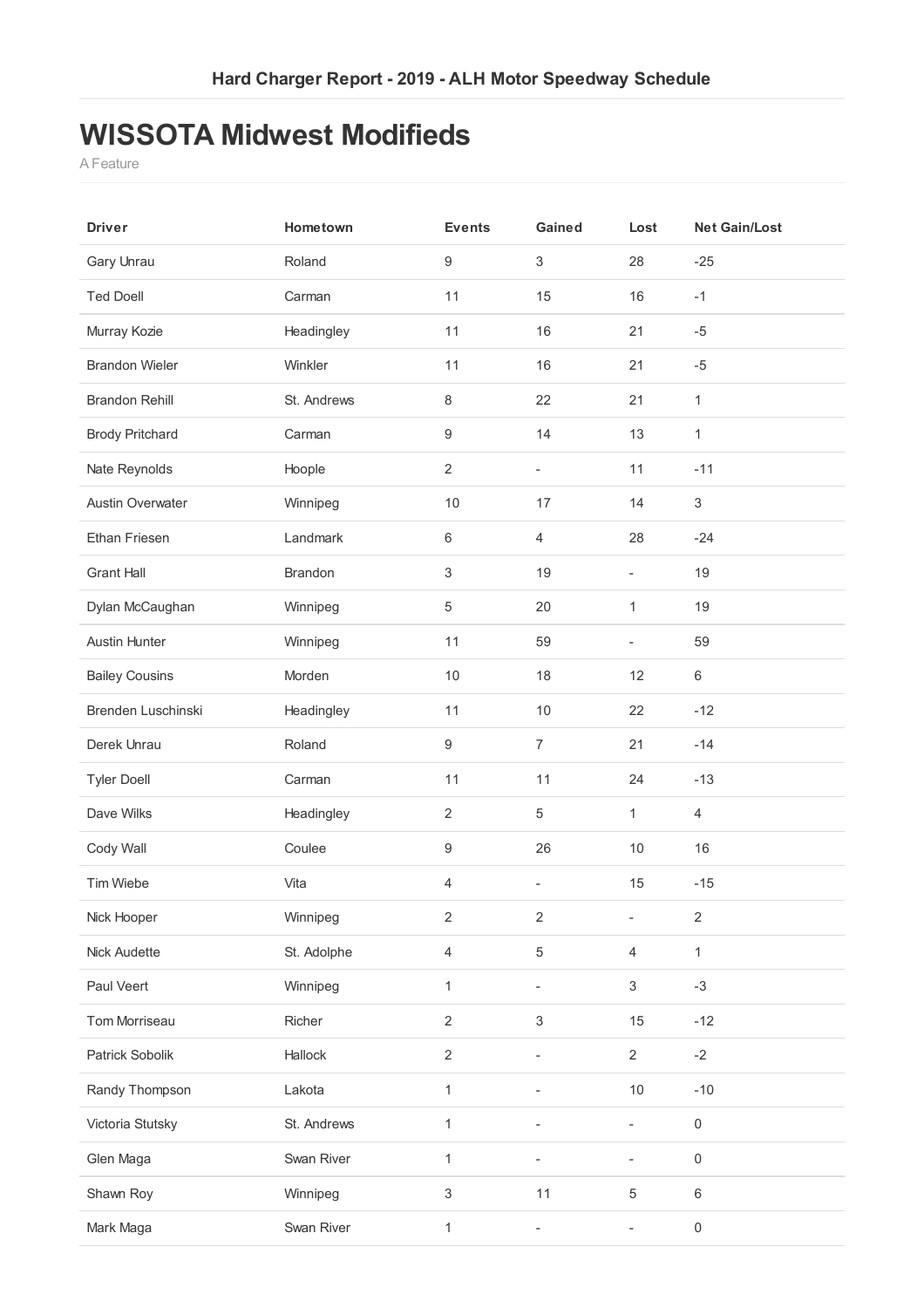# WISSOTA Midwest Modifieds

A Feature

| Driver | Hometown | Events | Gained | Lost | Net Gain/Lost |
|---|---|---|---|---|---|
| Gary Unrau | Roland | 9 | 3 | 28 | -25 |
| Ted Doell | Carman | 11 | 15 | 16 | -1 |
| Murray Kozie | Headingley | 11 | 16 | 21 | -5 |
| Brandon Wieler | Winkler | 11 | 16 | 21 | -5 |
| Brandon Rehill | St. Andrews | 8 | 22 | 21 | 1 |
| Brody Pritchard | Carman | 9 | 14 | 13 | 1 |
| Nate Reynolds | Hoople | 2 | - | 11 | -11 |
| Austin Overwater | Winnipeg | 10 | 17 | 14 | 3 |
| Ethan Friesen | Landmark | 6 | 4 | 28 | -24 |
| Grant Hall | Brandon | 3 | 19 | - | 19 |
| Dylan McCaughan | Winnipeg | 5 | 20 | 1 | 19 |
| Austin Hunter | Winnipeg | 11 | 59 | - | 59 |
| Bailey Cousins | Morden | 10 | 18 | 12 | 6 |
| Brenden Luschinski | Headingley | 11 | 10 | 22 | -12 |
| Derek Unrau | Roland | 9 | 7 | 21 | -14 |
| Tyler Doell | Carman | 11 | 11 | 24 | -13 |
| Dave Wilks | Headingley | 2 | 5 | 1 | 4 |
| Cody Wall | Coulee | 9 | 26 | 10 | 16 |
| Tim Wiebe | Vita | 4 | - | 15 | -15 |
| Nick Hooper | Winnipeg | 2 | 2 | - | 2 |
| Nick Audette | St. Adolphe | 4 | 5 | 4 | 1 |
| Paul Veert | Winnipeg | 1 | - | 3 | -3 |
| Tom Morriseau | Richer | 2 | 3 | 15 | -12 |
| Patrick Sobolik | Hallock | 2 | - | 2 | -2 |
| Randy Thompson | Lakota | 1 | - | 10 | -10 |
| Victoria Stutsky | St. Andrews | 1 | - | - | 0 |
| Glen Maga | Swan River | 1 | - | - | 0 |
| Shawn Roy | Winnipeg | 3 | 11 | 5 | 6 |
| Mark Maga | Swan River | 1 | - | - | 0 |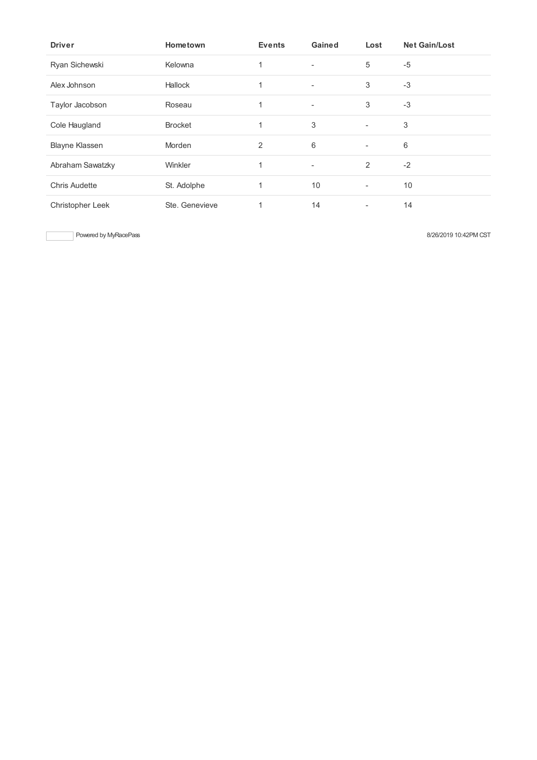| Driver | Hometown | Events | Gained | Lost | Net Gain/Lost |
|---|---|---|---|---|---|
| Ryan Sichewski | Kelowna | 1 | - | 5 | -5 |
| Alex Johnson | Hallock | 1 | - | 3 | -3 |
| Taylor Jacobson | Roseau | 1 | - | 3 | -3 |
| Cole Haugland | Brocket | 1 | 3 | - | 3 |
| Blayne Klassen | Morden | 2 | 6 | - | 6 |
| Abraham Sawatzky | Winkler | 1 | - | 2 | -2 |
| Chris Audette | St. Adolphe | 1 | 10 | - | 10 |
| Christopher Leek | Ste. Genevieve | 1 | 14 | - | 14 |

Powered by MyRacePass

8/26/2019 10:42PM CST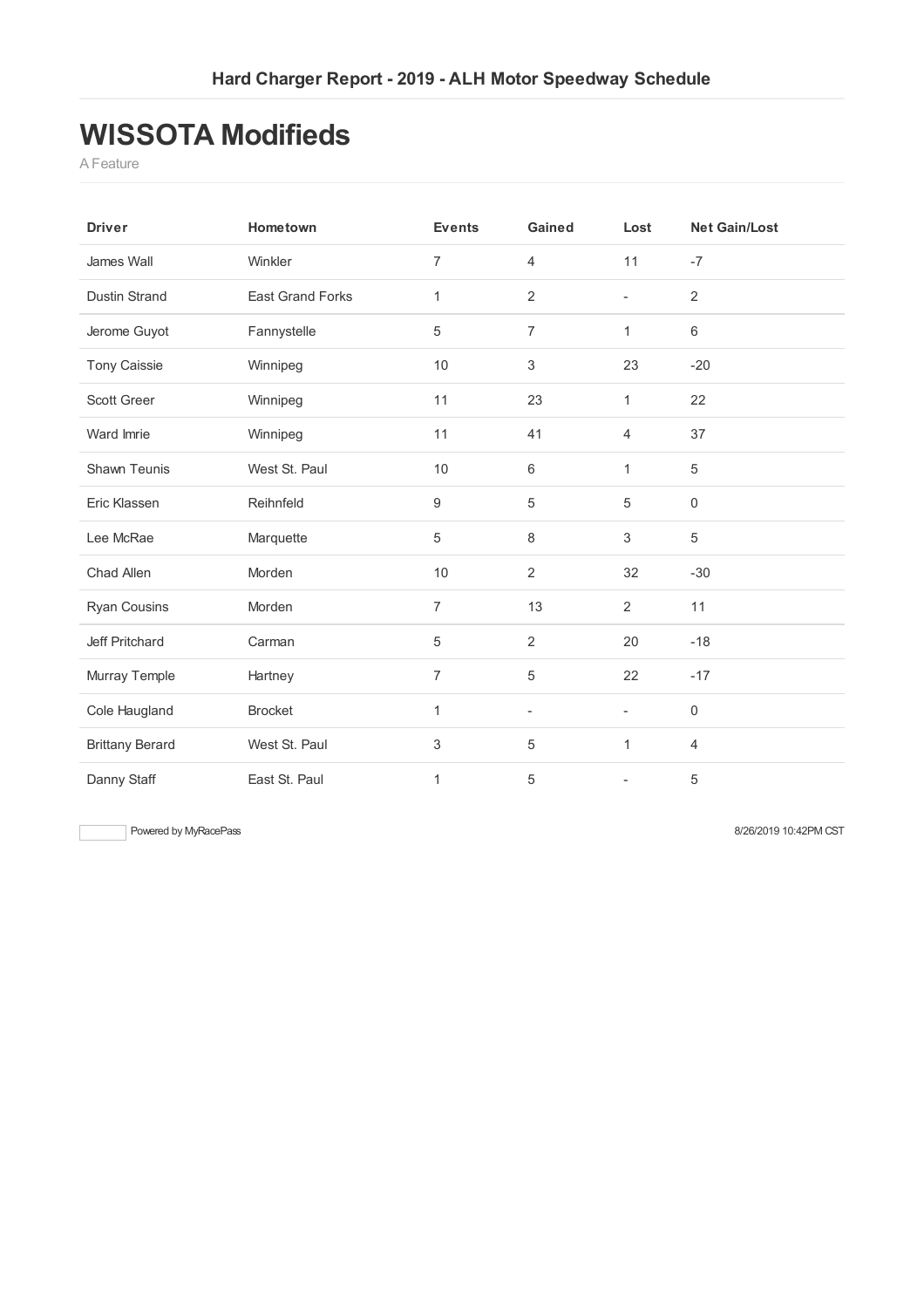## WISSOTA Modifieds

A Feature

| Driver | Hometown | Events | Gained | Lost | Net Gain/Lost |
|---|---|---|---|---|---|
| James Wall | Winkler | 7 | 4 | 11 | -7 |
| Dustin Strand | East Grand Forks | 1 | 2 | - | 2 |
| Jerome Guyot | Fannystelle | 5 | 7 | 1 | 6 |
| Tony Caissie | Winnipeg | 10 | 3 | 23 | -20 |
| Scott Greer | Winnipeg | 11 | 23 | 1 | 22 |
| Ward Imrie | Winnipeg | 11 | 41 | 4 | 37 |
| Shawn Teunis | West St. Paul | 10 | 6 | 1 | 5 |
| Eric Klassen | Reihnfeld | 9 | 5 | 5 | 0 |
| Lee McRae | Marquette | 5 | 8 | 3 | 5 |
| Chad Allen | Morden | 10 | 2 | 32 | -30 |
| Ryan Cousins | Morden | 7 | 13 | 2 | 11 |
| Jeff Pritchard | Carman | 5 | 2 | 20 | -18 |
| Murray Temple | Hartney | 7 | 5 | 22 | -17 |
| Cole Haugland | Brocket | 1 | - | - | 0 |
| Brittany Berard | West St. Paul | 3 | 5 | 1 | 4 |
| Danny Staff | East St. Paul | 1 | 5 | - | 5 |

Powered by MyRacePass

8/26/2019 10:42PM CST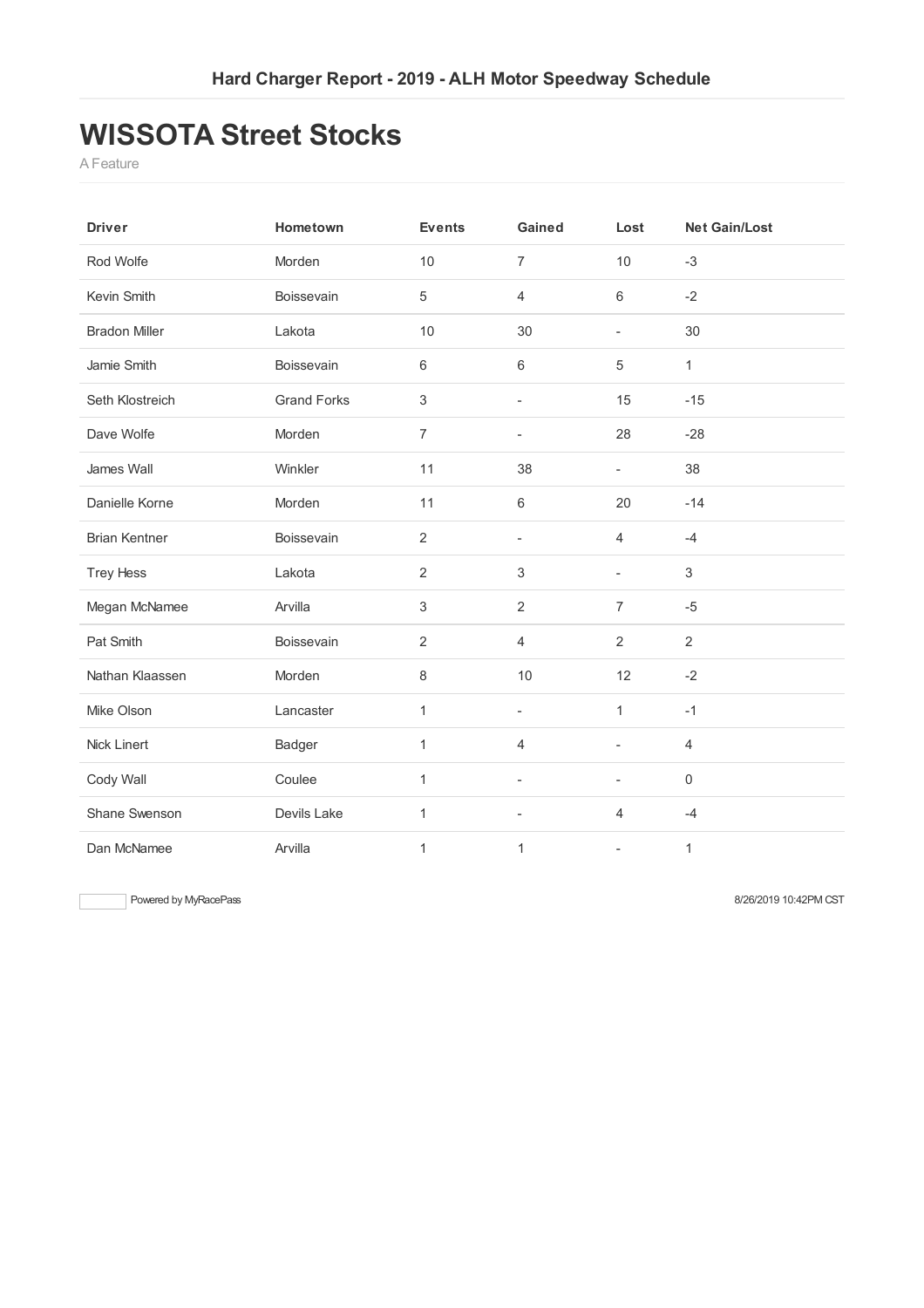# WISSOTA Street Stocks

A Feature

| Driver | Hometown | Events | Gained | Lost | Net Gain/Lost |
|---|---|---|---|---|---|
| Rod Wolfe | Morden | 10 | 7 | 10 | -3 |
| Kevin Smith | Boissevain | 5 | 4 | 6 | -2 |
| Bradon Miller | Lakota | 10 | 30 | - | 30 |
| Jamie Smith | Boissevain | 6 | 6 | 5 | 1 |
| Seth Klostreich | Grand Forks | 3 | - | 15 | -15 |
| Dave Wolfe | Morden | 7 | - | 28 | -28 |
| James Wall | Winkler | 11 | 38 | - | 38 |
| Danielle Korne | Morden | 11 | 6 | 20 | -14 |
| Brian Kentner | Boissevain | 2 | - | 4 | -4 |
| Trey Hess | Lakota | 2 | 3 | - | 3 |
| Megan McNamee | Arvilla | 3 | 2 | 7 | -5 |
| Pat Smith | Boissevain | 2 | 4 | 2 | 2 |
| Nathan Klaassen | Morden | 8 | 10 | 12 | -2 |
| Mike Olson | Lancaster | 1 | - | 1 | -1 |
| Nick Linert | Badger | 1 | 4 | - | 4 |
| Cody Wall | Coulee | 1 | - | - | 0 |
| Shane Swenson | Devils Lake | 1 | - | 4 | -4 |
| Dan McNamee | Arvilla | 1 | 1 | - | 1 |

Powered by MyRacePass

8/26/2019 10:42PM CST